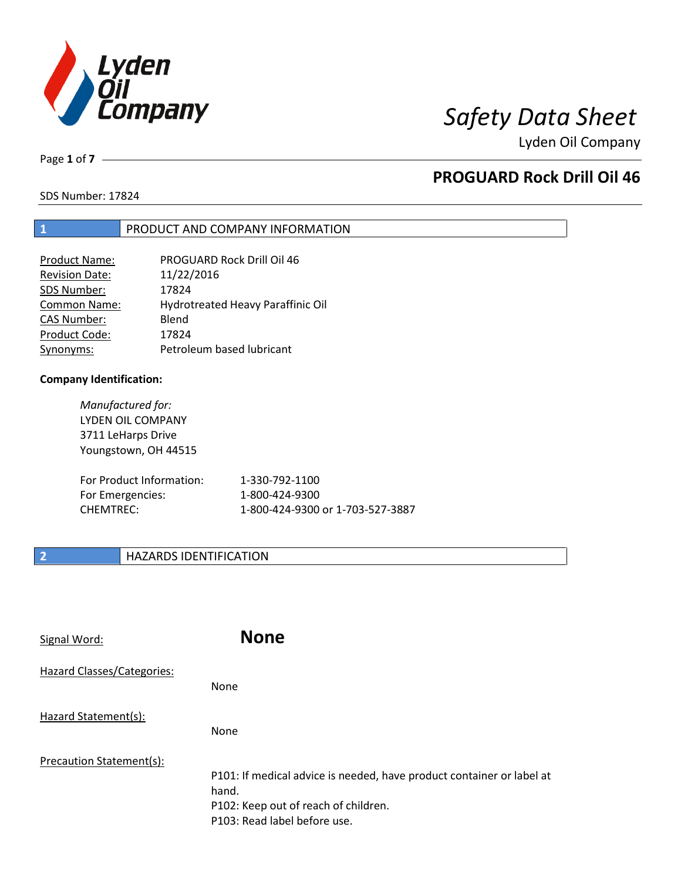# Safety Data Sheet

Lyden Oil Company

## PROGUARD Rock Drill Oil 46

SDS Number: 17824

## 1 PRODUCT AND COMPANY INFORMATION

| | |
|---|---|
| Product Name: | PROGUARD Rock Drill Oil 46 |
| Revision Date: | 11/22/2016 |
| SDS Number: | 17824 |
| Common Name: | Hydrotreated Heavy Paraffinic Oil |
| CAS Number: | Blend |
| Product Code: | 17824 |
| Synonyms: | Petroleum based lubricant |

**Company Identification:**

*Manufactured for:*
LYDEN OIL COMPANY
3711 LeHarps Drive
Youngstown, OH 44515

| | |
|---|---|
| For Product Information: | 1-330-792-1100 |
| For Emergencies: | 1-800-424-9300 |
| CHEMTREC: | 1-800-424-9300 or 1-703-527-3887 |

## 2 HAZARDS IDENTIFICATION

Signal Word: **None**

Hazard Classes/Categories:

None

Hazard Statement(s):

None

Precaution Statement(s):

P101: If medical advice is needed, have product container or label at hand.
P102: Keep out of reach of children.
P103: Read label before use.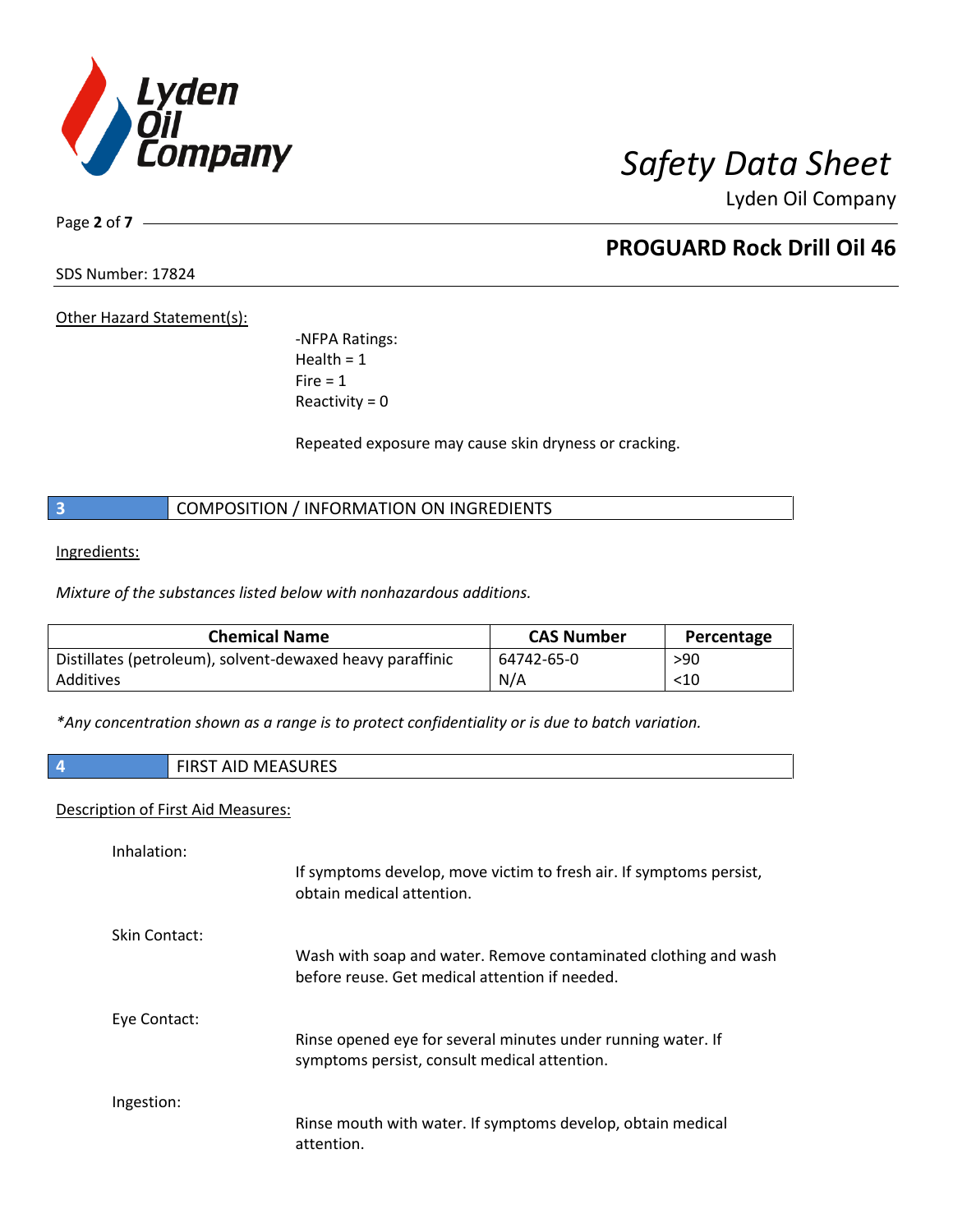Other Hazard Statement(s):

-NFPA Ratings:
Health = 1
Fire = 1
Reactivity = 0

Repeated exposure may cause skin dryness or cracking.

## 3 COMPOSITION / INFORMATION ON INGREDIENTS

Ingredients:

*Mixture of the substances listed below with nonhazardous additions.*

| Chemical Name | CAS Number | Percentage |
|---|---|---|
| Distillates (petroleum), solvent-dewaxed heavy paraffinic | 64742-65-0 | >90 |
| Additives | N/A | <10 |

*\*Any concentration shown as a range is to protect confidentiality or is due to batch variation.*

## 4 FIRST AID MEASURES

Description of First Aid Measures:

Inhalation:
If symptoms develop, move victim to fresh air. If symptoms persist, obtain medical attention.

Skin Contact:
Wash with soap and water. Remove contaminated clothing and wash before reuse. Get medical attention if needed.

Eye Contact:
Rinse opened eye for several minutes under running water. If symptoms persist, consult medical attention.

Ingestion:
Rinse mouth with water. If symptoms develop, obtain medical attention.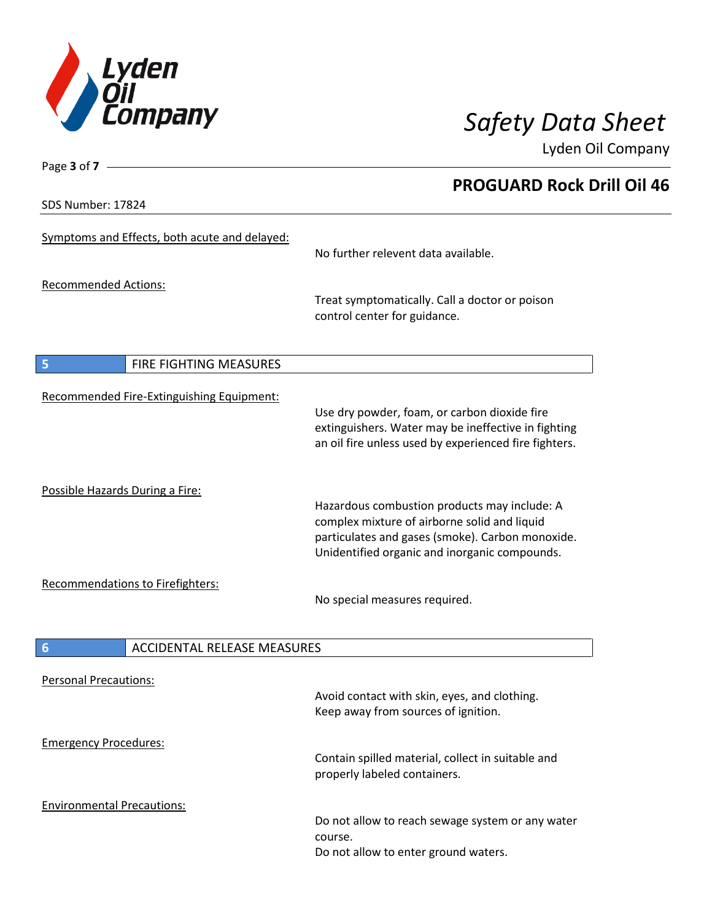Symptoms and Effects, both acute and delayed:

No further relevent data available.

Recommended Actions:

Treat symptomatically. Call a doctor or poison control center for guidance.

## 5 FIRE FIGHTING MEASURES

Recommended Fire-Extinguishing Equipment:

Use dry powder, foam, or carbon dioxide fire extinguishers. Water may be ineffective in fighting an oil fire unless used by experienced fire fighters.

Possible Hazards During a Fire:

Hazardous combustion products may include: A complex mixture of airborne solid and liquid particulates and gases (smoke). Carbon monoxide. Unidentified organic and inorganic compounds.

Recommendations to Firefighters:

No special measures required.

## 6 ACCIDENTAL RELEASE MEASURES

Personal Precautions:

Avoid contact with skin, eyes, and clothing.
Keep away from sources of ignition.

Emergency Procedures:

Contain spilled material, collect in suitable and properly labeled containers.

Environmental Precautions:

Do not allow to reach sewage system or any water course.
Do not allow to enter ground waters.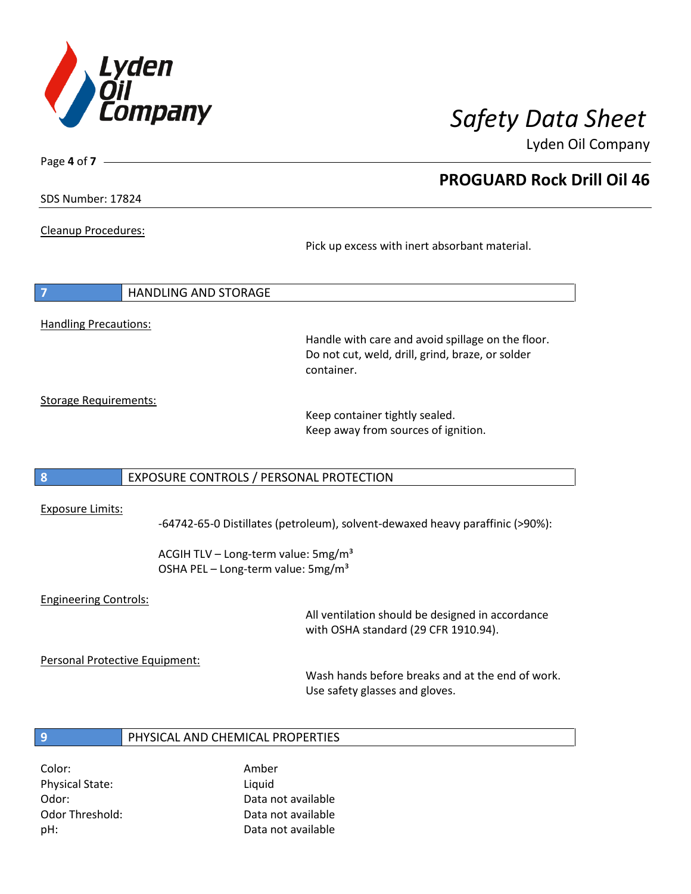**Cleanup Procedures:**

Pick up excess with inert absorbant material.

## 7 HANDLING AND STORAGE

**Handling Precautions:**

Handle with care and avoid spillage on the floor. Do not cut, weld, drill, grind, braze, or solder container.

**Storage Requirements:**

Keep container tightly sealed.
Keep away from sources of ignition.

## 8 EXPOSURE CONTROLS / PERSONAL PROTECTION

**Exposure Limits:**

-64742-65-0 Distillates (petroleum), solvent-dewaxed heavy paraffinic (>90%):

ACGIH TLV – Long-term value: 5mg/m³
OSHA PEL – Long-term value: 5mg/m³

**Engineering Controls:**

All ventilation should be designed in accordance with OSHA standard (29 CFR 1910.94).

**Personal Protective Equipment:**

Wash hands before breaks and at the end of work.
Use safety glasses and gloves.

## 9 PHYSICAL AND CHEMICAL PROPERTIES

| | |
|---|---|
| Color: | Amber |
| Physical State: | Liquid |
| Odor: | Data not available |
| Odor Threshold: | Data not available |
| pH: | Data not available |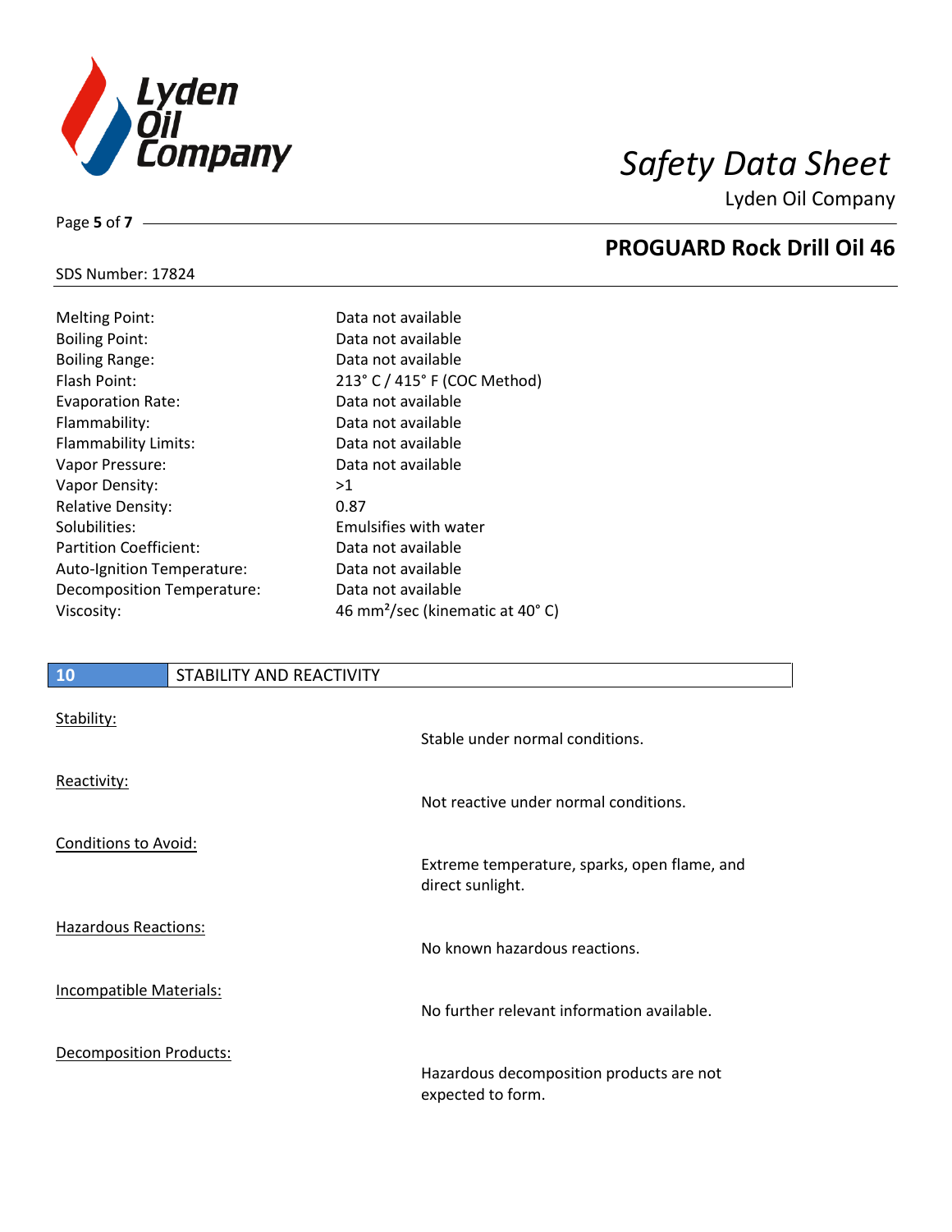| Property | Value |
|---|---|
| Melting Point: | Data not available |
| Boiling Point: | Data not available |
| Boiling Range: | Data not available |
| Flash Point: | 213° C / 415° F (COC Method) |
| Evaporation Rate: | Data not available |
| Flammability: | Data not available |
| Flammability Limits: | Data not available |
| Vapor Pressure: | Data not available |
| Vapor Density: | >1 |
| Relative Density: | 0.87 |
| Solubilities: | Emulsifies with water |
| Partition Coefficient: | Data not available |
| Auto-Ignition Temperature: | Data not available |
| Decomposition Temperature: | Data not available |
| Viscosity: | 46 $mm^2$/sec (kinematic at 40° C) |

## 10 STABILITY AND REACTIVITY

Stability:

Stable under normal conditions.

Reactivity:

Not reactive under normal conditions.

Conditions to Avoid:

Extreme temperature, sparks, open flame, and direct sunlight.

Hazardous Reactions:

No known hazardous reactions.

Incompatible Materials:

No further relevant information available.

Decomposition Products:

Hazardous decomposition products are not expected to form.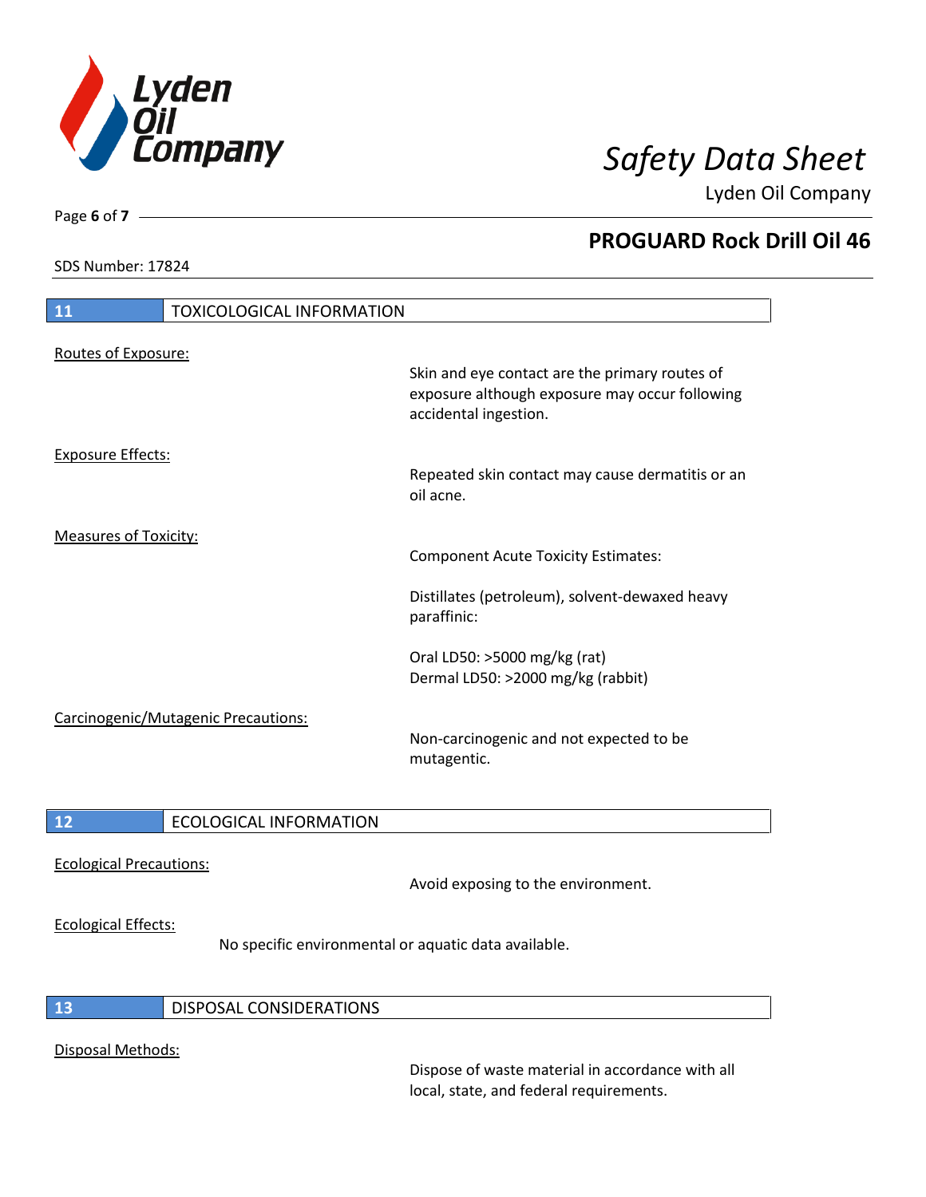## 11 TOXICOLOGICAL INFORMATION

Routes of Exposure:

Skin and eye contact are the primary routes of exposure although exposure may occur following accidental ingestion.

Exposure Effects:

Repeated skin contact may cause dermatitis or an oil acne.

Measures of Toxicity:

Component Acute Toxicity Estimates:

Distillates (petroleum), solvent-dewaxed heavy paraffinic:

Oral LD50: >5000 mg/kg (rat)
Dermal LD50: >2000 mg/kg (rabbit)

Carcinogenic/Mutagenic Precautions:

Non-carcinogenic and not expected to be mutagentic.

## 12 ECOLOGICAL INFORMATION

Ecological Precautions:

Avoid exposing to the environment.

Ecological Effects:

No specific environmental or aquatic data available.

## 13 DISPOSAL CONSIDERATIONS

Disposal Methods:

Dispose of waste material in accordance with all local, state, and federal requirements.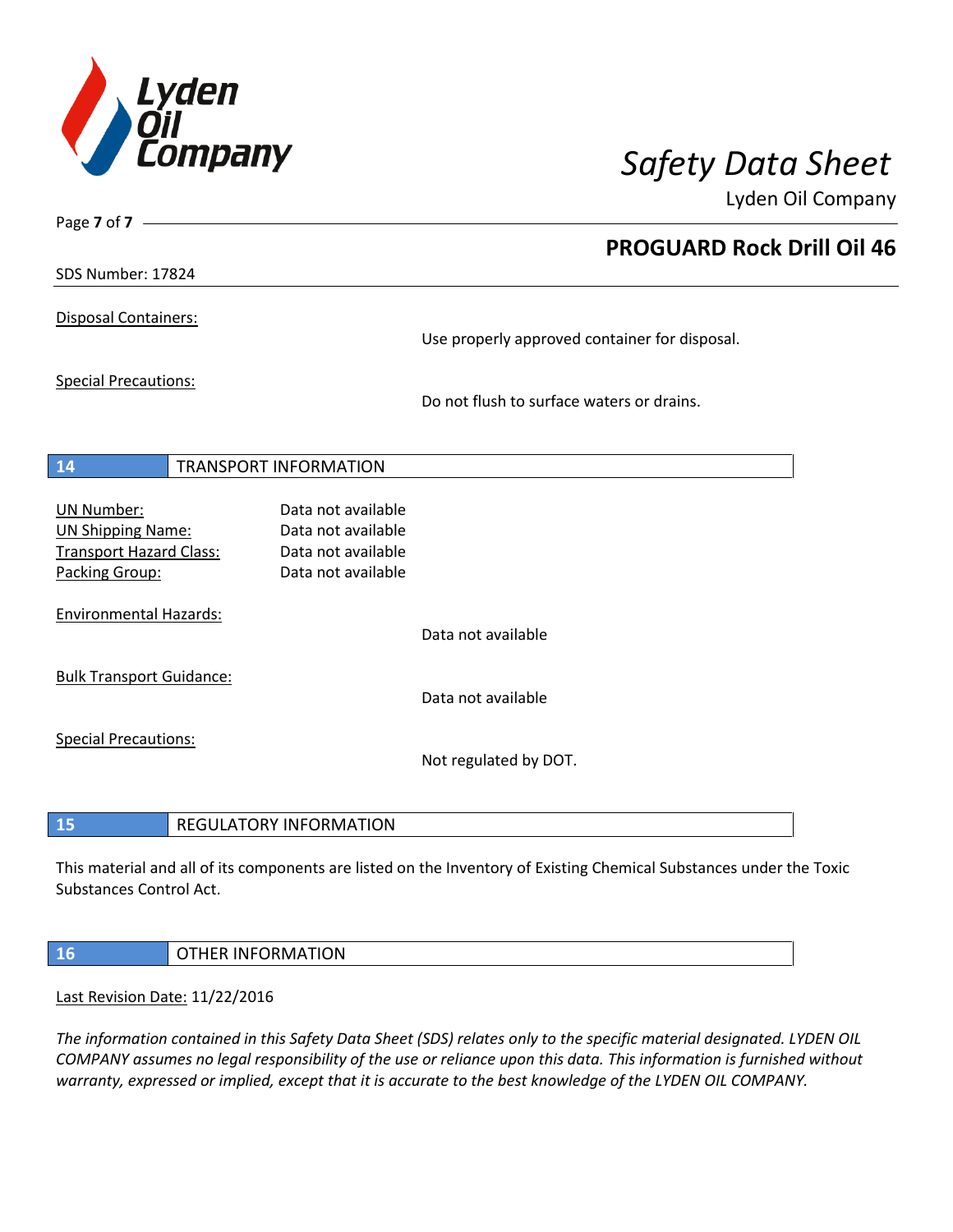**Disposal Containers:**

Use properly approved container for disposal.

**Special Precautions:**

Do not flush to surface waters or drains.

## 14 TRANSPORT INFORMATION

| | |
|---|---|
| UN Number: | Data not available |
| UN Shipping Name: | Data not available |
| Transport Hazard Class: | Data not available |
| Packing Group: | Data not available |

**Environmental Hazards:**

Data not available

**Bulk Transport Guidance:**

Data not available

**Special Precautions:**

Not regulated by DOT.

## 15 REGULATORY INFORMATION

This material and all of its components are listed on the Inventory of Existing Chemical Substances under the Toxic Substances Control Act.

## 16 OTHER INFORMATION

**Last Revision Date:** 11/22/2016

*The information contained in this Safety Data Sheet (SDS) relates only to the specific material designated. LYDEN OIL COMPANY assumes no legal responsibility of the use or reliance upon this data. This information is furnished without warranty, expressed or implied, except that it is accurate to the best knowledge of the LYDEN OIL COMPANY.*